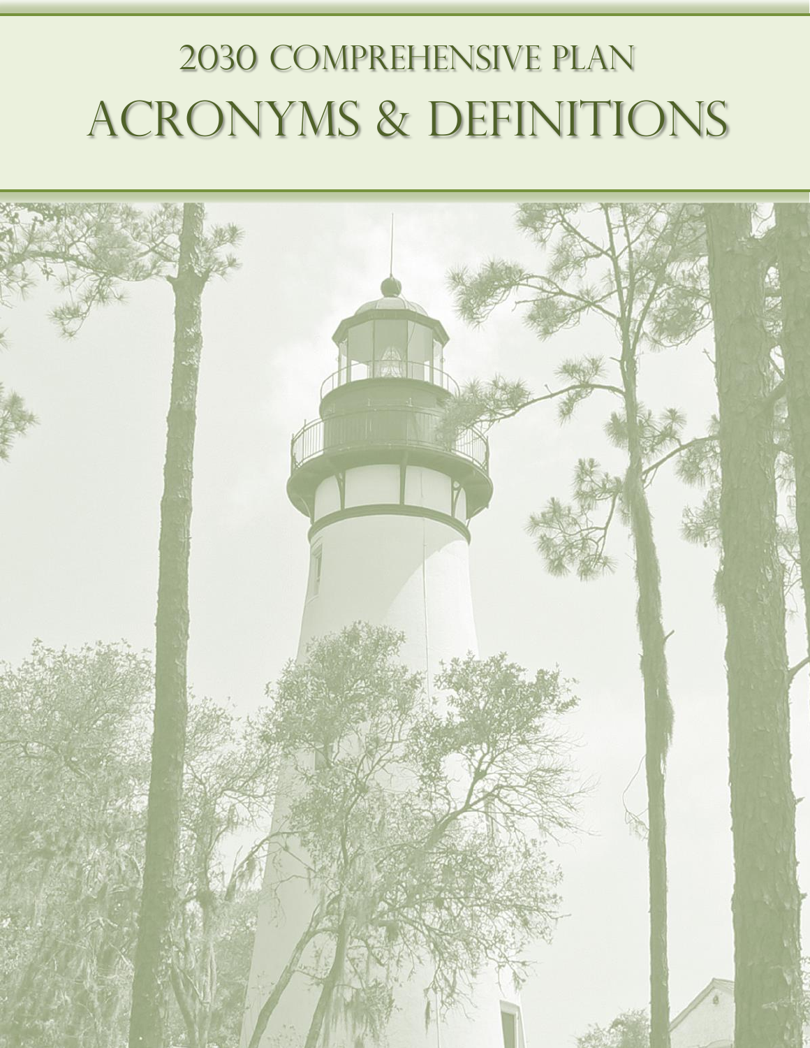# 2030 Comprehensive Plan

# Acronyms & Definitions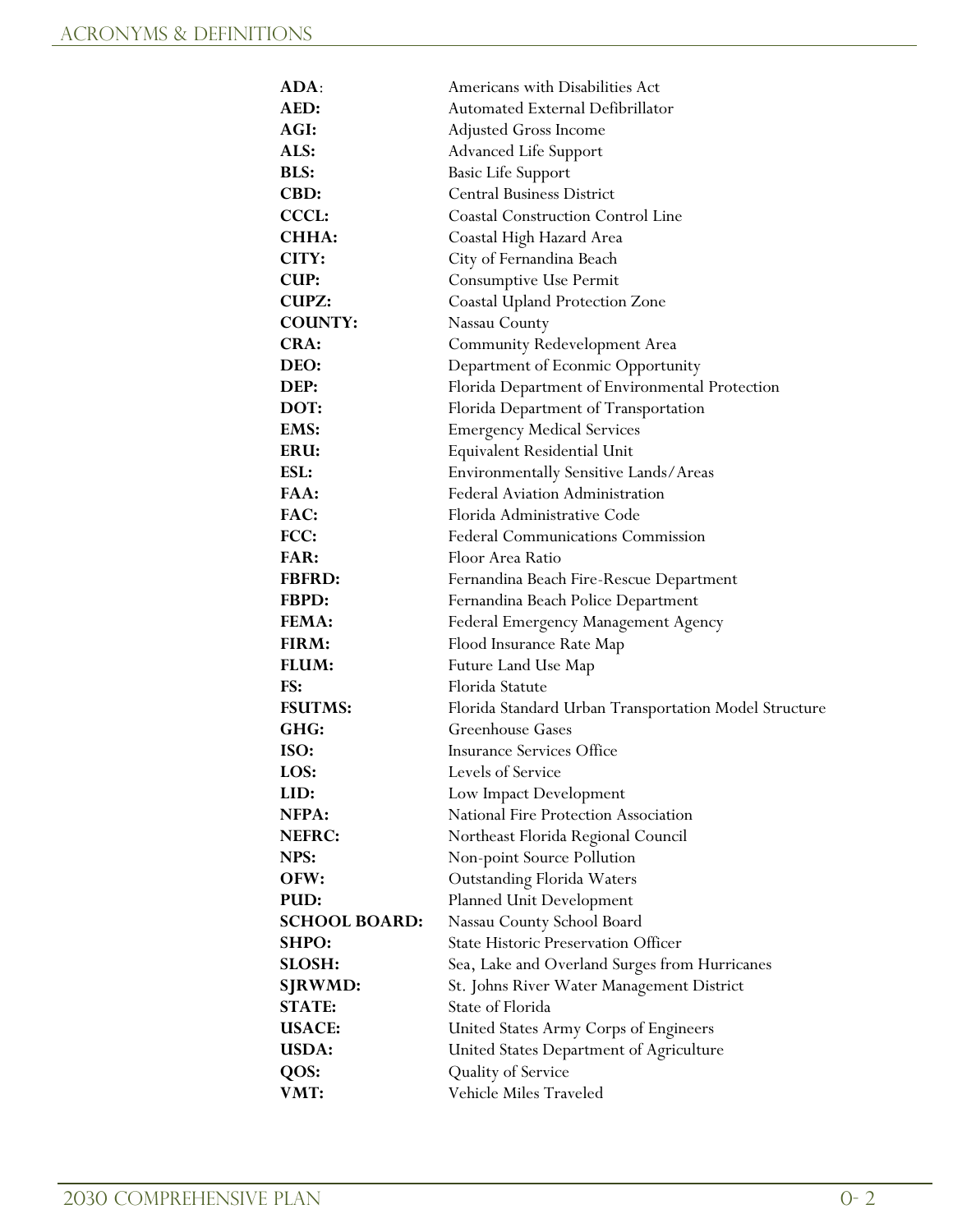# ACRONYMS & DEFINITIONS

| | |
|---|---|
| **ADA**: | Americans with Disabilities Act |
| **AED:** | Automated External Defibrillator |
| **AGI:** | Adjusted Gross Income |
| **ALS:** | Advanced Life Support |
| **BLS:** | Basic Life Support |
| **CBD:** | Central Business District |
| **CCCL:** | Coastal Construction Control Line |
| **CHHA:** | Coastal High Hazard Area |
| **CITY:** | City of Fernandina Beach |
| **CUP:** | Consumptive Use Permit |
| **CUPZ:** | Coastal Upland Protection Zone |
| **COUNTY:** | Nassau County |
| **CRA:** | Community Redevelopment Area |
| **DEO:** | Department of Econmic Opportunity |
| **DEP:** | Florida Department of Environmental Protection |
| **DOT:** | Florida Department of Transportation |
| **EMS:** | Emergency Medical Services |
| **ERU:** | Equivalent Residential Unit |
| **ESL:** | Environmentally Sensitive Lands/Areas |
| **FAA:** | Federal Aviation Administration |
| **FAC:** | Florida Administrative Code |
| **FCC:** | Federal Communications Commission |
| **FAR:** | Floor Area Ratio |
| **FBFRD:** | Fernandina Beach Fire-Rescue Department |
| **FBPD:** | Fernandina Beach Police Department |
| **FEMA:** | Federal Emergency Management Agency |
| **FIRM:** | Flood Insurance Rate Map |
| **FLUM:** | Future Land Use Map |
| **FS:** | Florida Statute |
| **FSUTMS:** | Florida Standard Urban Transportation Model Structure |
| **GHG:** | Greenhouse Gases |
| **ISO:** | Insurance Services Office |
| **LOS:** | Levels of Service |
| **LID:** | Low Impact Development |
| **NFPA:** | National Fire Protection Association |
| **NEFRC:** | Northeast Florida Regional Council |
| **NPS:** | Non-point Source Pollution |
| **OFW:** | Outstanding Florida Waters |
| **PUD:** | Planned Unit Development |
| **SCHOOL BOARD:** | Nassau County School Board |
| **SHPO:** | State Historic Preservation Officer |
| **SLOSH:** | Sea, Lake and Overland Surges from Hurricanes |
| **SJRWMD:** | St. Johns River Water Management District |
| **STATE:** | State of Florida |
| **USACE:** | United States Army Corps of Engineers |
| **USDA:** | United States Department of Agriculture |
| **QOS:** | Quality of Service |
| **VMT:** | Vehicle Miles Traveled |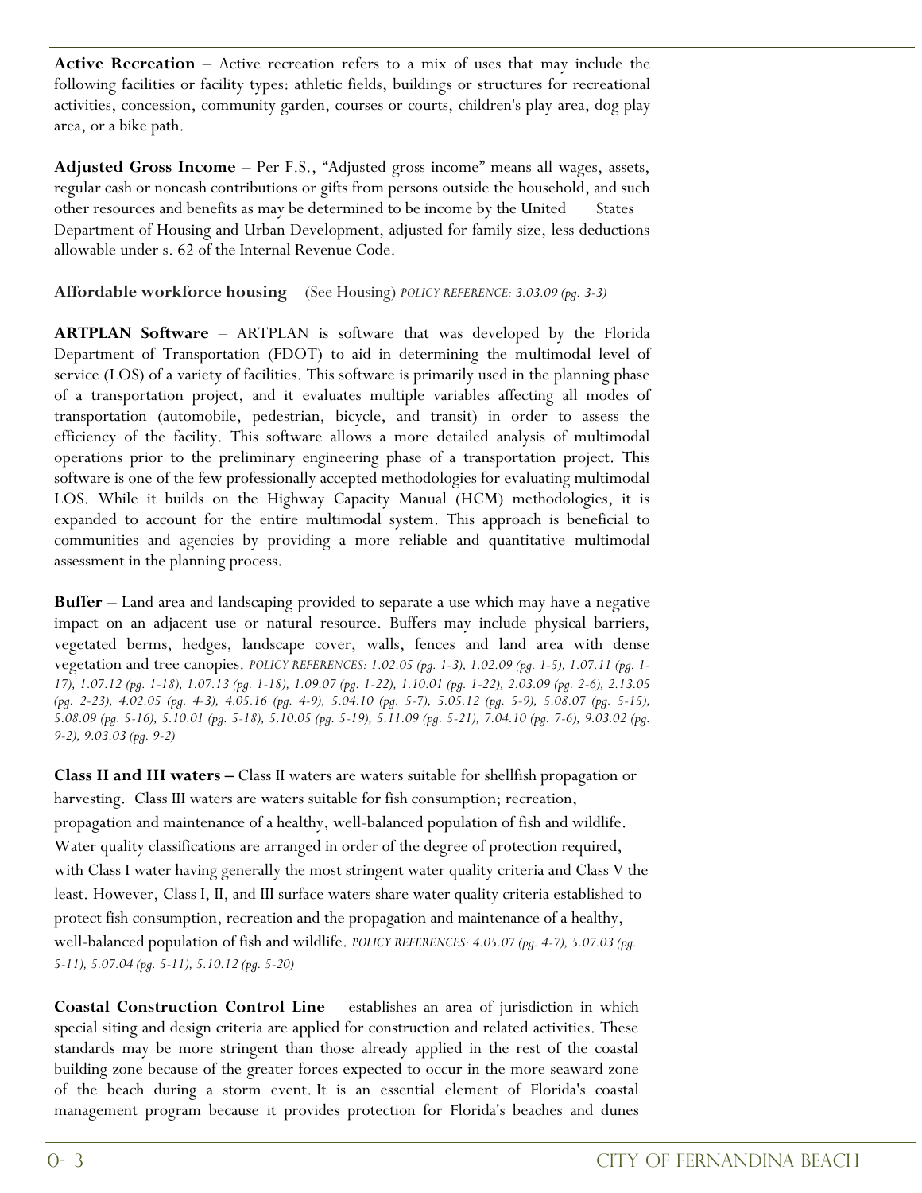**Active Recreation** – Active recreation refers to a mix of uses that may include the following facilities or facility types: athletic fields, buildings or structures for recreational activities, concession, community garden, courses or courts, children's play area, dog play area, or a bike path.

**Adjusted Gross Income** – Per F.S., "Adjusted gross income" means all wages, assets, regular cash or noncash contributions or gifts from persons outside the household, and such other resources and benefits as may be determined to be income by the United States Department of Housing and Urban Development, adjusted for family size, less deductions allowable under s. 62 of the Internal Revenue Code.

**Affordable workforce housing** – (See Housing) *POLICY REFERENCE: 3.03.09 (pg. 3-3)*

**ARTPLAN Software** – ARTPLAN is software that was developed by the Florida Department of Transportation (FDOT) to aid in determining the multimodal level of service (LOS) of a variety of facilities. This software is primarily used in the planning phase of a transportation project, and it evaluates multiple variables affecting all modes of transportation (automobile, pedestrian, bicycle, and transit) in order to assess the efficiency of the facility. This software allows a more detailed analysis of multimodal operations prior to the preliminary engineering phase of a transportation project. This software is one of the few professionally accepted methodologies for evaluating multimodal LOS. While it builds on the Highway Capacity Manual (HCM) methodologies, it is expanded to account for the entire multimodal system. This approach is beneficial to communities and agencies by providing a more reliable and quantitative multimodal assessment in the planning process.

**Buffer** – Land area and landscaping provided to separate a use which may have a negative impact on an adjacent use or natural resource. Buffers may include physical barriers, vegetated berms, hedges, landscape cover, walls, fences and land area with dense vegetation and tree canopies. *POLICY REFERENCES: 1.02.05 (pg. 1-3), 1.02.09 (pg. 1-5), 1.07.11 (pg. 1-17), 1.07.12 (pg. 1-18), 1.07.13 (pg. 1-18), 1.09.07 (pg. 1-22), 1.10.01 (pg. 1-22), 2.03.09 (pg. 2-6), 2.13.05 (pg. 2-23), 4.02.05 (pg. 4-3), 4.05.16 (pg. 4-9), 5.04.10 (pg. 5-7), 5.05.12 (pg. 5-9), 5.08.07 (pg. 5-15), 5.08.09 (pg. 5-16), 5.10.01 (pg. 5-18), 5.10.05 (pg. 5-19), 5.11.09 (pg. 5-21), 7.04.10 (pg. 7-6), 9.03.02 (pg. 9-2), 9.03.03 (pg. 9-2)*

**Class II and III waters –** Class II waters are waters suitable for shellfish propagation or harvesting. Class III waters are waters suitable for fish consumption; recreation, propagation and maintenance of a healthy, well-balanced population of fish and wildlife. Water quality classifications are arranged in order of the degree of protection required, with Class I water having generally the most stringent water quality criteria and Class V the least. However, Class I, II, and III surface waters share water quality criteria established to protect fish consumption, recreation and the propagation and maintenance of a healthy, well-balanced population of fish and wildlife. *POLICY REFERENCES: 4.05.07 (pg. 4-7), 5.07.03 (pg. 5-11), 5.07.04 (pg. 5-11), 5.10.12 (pg. 5-20)*

**Coastal Construction Control Line** – establishes an area of jurisdiction in which special siting and design criteria are applied for construction and related activities. These standards may be more stringent than those already applied in the rest of the coastal building zone because of the greater forces expected to occur in the more seaward zone of the beach during a storm event. It is an essential element of Florida's coastal management program because it provides protection for Florida's beaches and dunes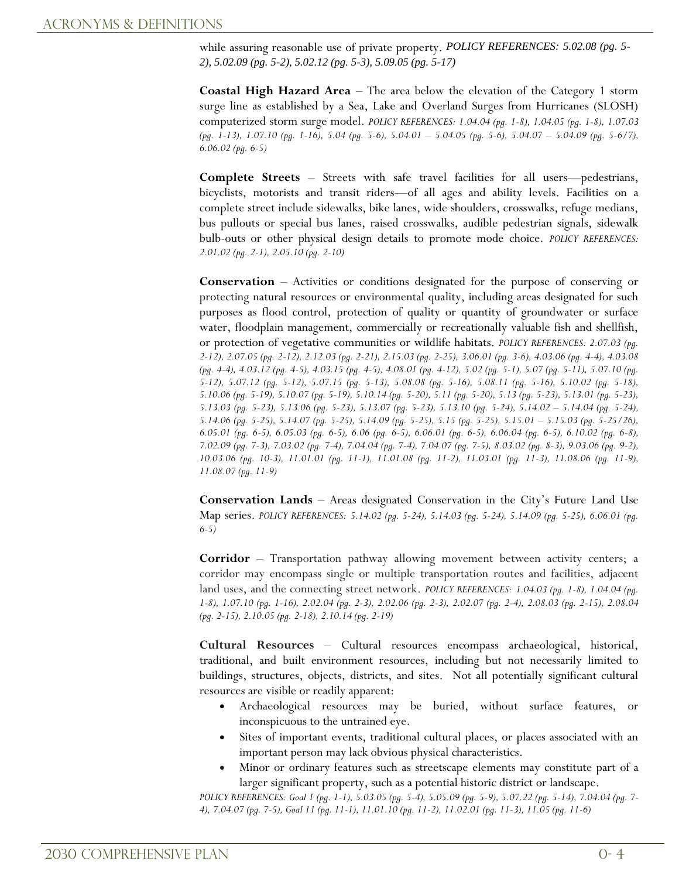while assuring reasonable use of private property. *POLICY REFERENCES: 5.02.08 (pg. 5-2), 5.02.09 (pg. 5-2), 5.02.12 (pg. 5-3), 5.09.05 (pg. 5-17)*

**Coastal High Hazard Area** – The area below the elevation of the Category 1 storm surge line as established by a Sea, Lake and Overland Surges from Hurricanes (SLOSH) computerized storm surge model. *POLICY REFERENCES: 1.04.04 (pg. 1-8), 1.04.05 (pg. 1-8), 1.07.03 (pg. 1-13), 1.07.10 (pg. 1-16), 5.04 (pg. 5-6), 5.04.01 – 5.04.05 (pg. 5-6), 5.04.07 – 5.04.09 (pg. 5-6/7), 6.06.02 (pg. 6-5)*

**Complete Streets** – Streets with safe travel facilities for all users—pedestrians, bicyclists, motorists and transit riders—of all ages and ability levels. Facilities on a complete street include sidewalks, bike lanes, wide shoulders, crosswalks, refuge medians, bus pullouts or special bus lanes, raised crosswalks, audible pedestrian signals, sidewalk bulb-outs or other physical design details to promote mode choice. *POLICY REFERENCES: 2.01.02 (pg. 2-1), 2.05.10 (pg. 2-10)*

**Conservation** – Activities or conditions designated for the purpose of conserving or protecting natural resources or environmental quality, including areas designated for such purposes as flood control, protection of quality or quantity of groundwater or surface water, floodplain management, commercially or recreationally valuable fish and shellfish, or protection of vegetative communities or wildlife habitats. *POLICY REFERENCES: 2.07.03 (pg. 2-12), 2.07.05 (pg. 2-12), 2.12.03 (pg. 2-21), 2.15.03 (pg. 2-25), 3.06.01 (pg. 3-6), 4.03.06 (pg. 4-4), 4.03.08 (pg. 4-4), 4.03.12 (pg. 4-5), 4.03.15 (pg. 4-5), 4.08.01 (pg. 4-12), 5.02 (pg. 5-1), 5.07 (pg. 5-11), 5.07.10 (pg. 5-12), 5.07.12 (pg. 5-12), 5.07.15 (pg. 5-13), 5.08.08 (pg. 5-16), 5.08.11 (pg. 5-16), 5.10.02 (pg. 5-18), 5.10.06 (pg. 5-19), 5.10.07 (pg. 5-19), 5.10.14 (pg. 5-20), 5.11 (pg. 5-20), 5.13 (pg. 5-23), 5.13.01 (pg. 5-23), 5.13.03 (pg. 5-23), 5.13.06 (pg. 5-23), 5.13.07 (pg. 5-23), 5.13.10 (pg. 5-24), 5.14.02 – 5.14.04 (pg. 5-24), 5.14.06 (pg. 5-25), 5.14.07 (pg. 5-25), 5.14.09 (pg. 5-25), 5.15 (pg. 5-25), 5.15.01 – 5.15.03 (pg. 5-25/26), 6.05.01 (pg. 6-5), 6.05.03 (pg. 6-5), 6.06 (pg. 6-5), 6.06.01 (pg. 6-5), 6.06.04 (pg. 6-5), 6.10.02 (pg. 6-8), 7.02.09 (pg. 7-3), 7.03.02 (pg. 7-4), 7.04.04 (pg. 7-4), 7.04.07 (pg. 7-5), 8.03.02 (pg. 8-3), 9.03.06 (pg. 9-2), 10.03.06 (pg. 10-3), 11.01.01 (pg. 11-1), 11.01.08 (pg. 11-2), 11.03.01 (pg. 11-3), 11.08.06 (pg. 11-9), 11.08.07 (pg. 11-9)*

**Conservation Lands** – Areas designated Conservation in the City's Future Land Use Map series. *POLICY REFERENCES: 5.14.02 (pg. 5-24), 5.14.03 (pg. 5-24), 5.14.09 (pg. 5-25), 6.06.01 (pg. 6-5)*

**Corridor** – Transportation pathway allowing movement between activity centers; a corridor may encompass single or multiple transportation routes and facilities, adjacent land uses, and the connecting street network. *POLICY REFERENCES: 1.04.03 (pg. 1-8), 1.04.04 (pg. 1-8), 1.07.10 (pg. 1-16), 2.02.04 (pg. 2-3), 2.02.06 (pg. 2-3), 2.02.07 (pg. 2-4), 2.08.03 (pg. 2-15), 2.08.04 (pg. 2-15), 2.10.05 (pg. 2-18), 2.10.14 (pg. 2-19)*

**Cultural Resources** – Cultural resources encompass archaeological, historical, traditional, and built environment resources, including but not necessarily limited to buildings, structures, objects, districts, and sites. Not all potentially significant cultural resources are visible or readily apparent:

- Archaeological resources may be buried, without surface features, or inconspicuous to the untrained eye.
- Sites of important events, traditional cultural places, or places associated with an important person may lack obvious physical characteristics.
- Minor or ordinary features such as streetscape elements may constitute part of a larger significant property, such as a potential historic district or landscape.

*POLICY REFERENCES: Goal 1 (pg. 1-1), 5.03.05 (pg. 5-4), 5.05.09 (pg. 5-9), 5.07.22 (pg. 5-14), 7.04.04 (pg. 7-4), 7.04.07 (pg. 7-5), Goal 11 (pg. 11-1), 11.01.10 (pg. 11-2), 11.02.01 (pg. 11-3), 11.05 (pg. 11-6)*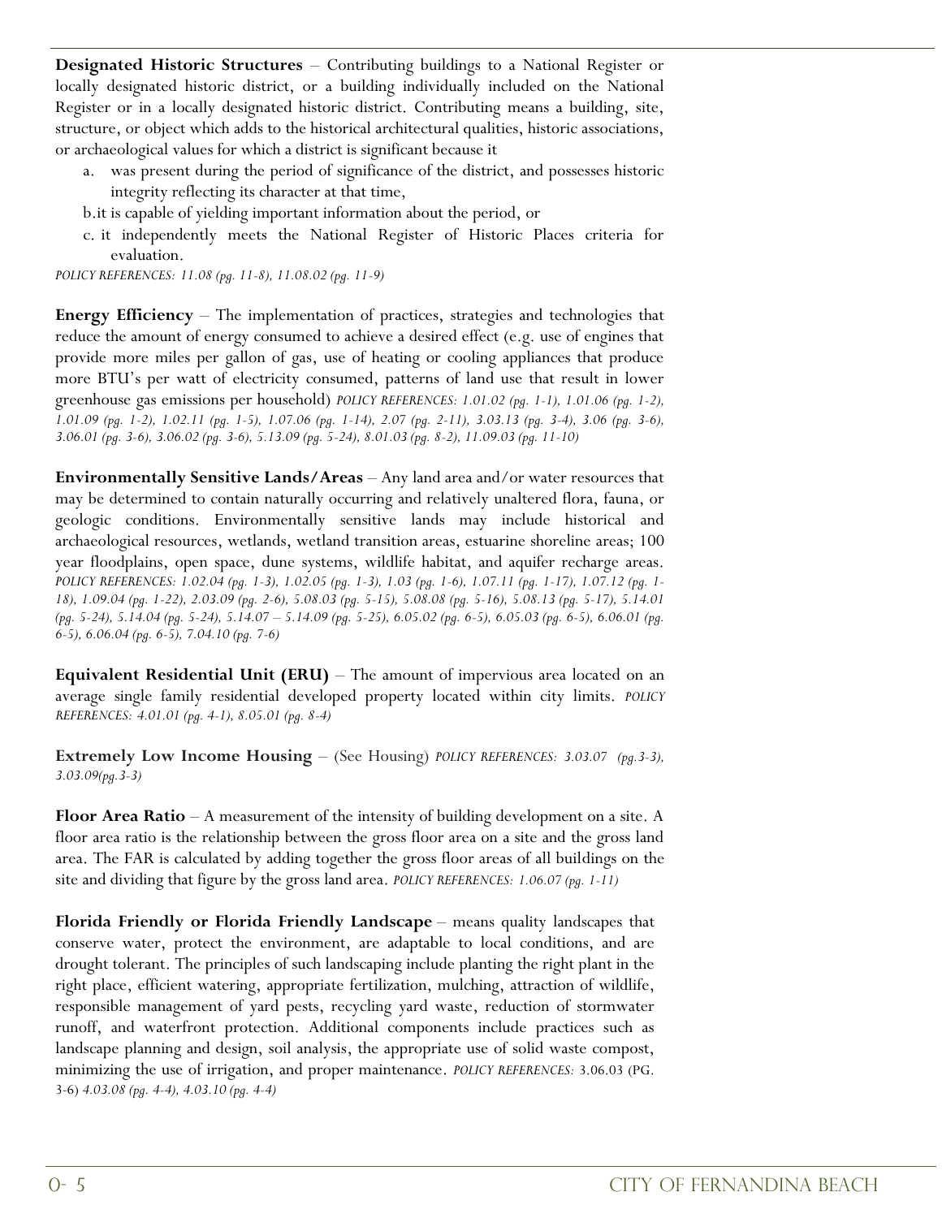**Designated Historic Structures** – Contributing buildings to a National Register or locally designated historic district, or a building individually included on the National Register or in a locally designated historic district. Contributing means a building, site, structure, or object which adds to the historical architectural qualities, historic associations, or archaeological values for which a district is significant because it

a. was present during the period of significance of the district, and possesses historic integrity reflecting its character at that time,
b. it is capable of yielding important information about the period, or
c. it independently meets the National Register of Historic Places criteria for evaluation.

*POLICY REFERENCES: 11.08 (pg. 11-8), 11.08.02 (pg. 11-9)*

**Energy Efficiency** – The implementation of practices, strategies and technologies that reduce the amount of energy consumed to achieve a desired effect (e.g. use of engines that provide more miles per gallon of gas, use of heating or cooling appliances that produce more BTU's per watt of electricity consumed, patterns of land use that result in lower greenhouse gas emissions per household) *POLICY REFERENCES: 1.01.02 (pg. 1-1), 1.01.06 (pg. 1-2), 1.01.09 (pg. 1-2), 1.02.11 (pg. 1-5), 1.07.06 (pg. 1-14), 2.07 (pg. 2-11), 3.03.13 (pg. 3-4), 3.06 (pg. 3-6), 3.06.01 (pg. 3-6), 3.06.02 (pg. 3-6), 5.13.09 (pg. 5-24), 8.01.03 (pg. 8-2), 11.09.03 (pg. 11-10)*

**Environmentally Sensitive Lands/Areas** – Any land area and/or water resources that may be determined to contain naturally occurring and relatively unaltered flora, fauna, or geologic conditions. Environmentally sensitive lands may include historical and archaeological resources, wetlands, wetland transition areas, estuarine shoreline areas; 100 year floodplains, open space, dune systems, wildlife habitat, and aquifer recharge areas. *POLICY REFERENCES: 1.02.04 (pg. 1-3), 1.02.05 (pg. 1-3), 1.03 (pg. 1-6), 1.07.11 (pg. 1-17), 1.07.12 (pg. 1-18), 1.09.04 (pg. 1-22), 2.03.09 (pg. 2-6), 5.08.03 (pg. 5-15), 5.08.08 (pg. 5-16), 5.08.13 (pg. 5-17), 5.14.01 (pg. 5-24), 5.14.04 (pg. 5-24), 5.14.07 – 5.14.09 (pg. 5-25), 6.05.02 (pg. 6-5), 6.05.03 (pg. 6-5), 6.06.01 (pg. 6-5), 6.06.04 (pg. 6-5), 7.04.10 (pg. 7-6)*

**Equivalent Residential Unit (ERU)** – The amount of impervious area located on an average single family residential developed property located within city limits. *POLICY REFERENCES: 4.01.01 (pg. 4-1), 8.05.01 (pg. 8-4)*

**Extremely Low Income Housing** – (See Housing) *POLICY REFERENCES: 3.03.07 (pg.3-3), 3.03.09(pg.3-3)*

**Floor Area Ratio** – A measurement of the intensity of building development on a site. A floor area ratio is the relationship between the gross floor area on a site and the gross land area. The FAR is calculated by adding together the gross floor areas of all buildings on the site and dividing that figure by the gross land area. *POLICY REFERENCES: 1.06.07 (pg. 1-11)*

**Florida Friendly or Florida Friendly Landscape** – means quality landscapes that conserve water, protect the environment, are adaptable to local conditions, and are drought tolerant. The principles of such landscaping include planting the right plant in the right place, efficient watering, appropriate fertilization, mulching, attraction of wildlife, responsible management of yard pests, recycling yard waste, reduction of stormwater runoff, and waterfront protection. Additional components include practices such as landscape planning and design, soil analysis, the appropriate use of solid waste compost, minimizing the use of irrigation, and proper maintenance. *POLICY REFERENCES:* 3.06.03 (PG. 3-6) *4.03.08 (pg. 4-4), 4.03.10 (pg. 4-4)*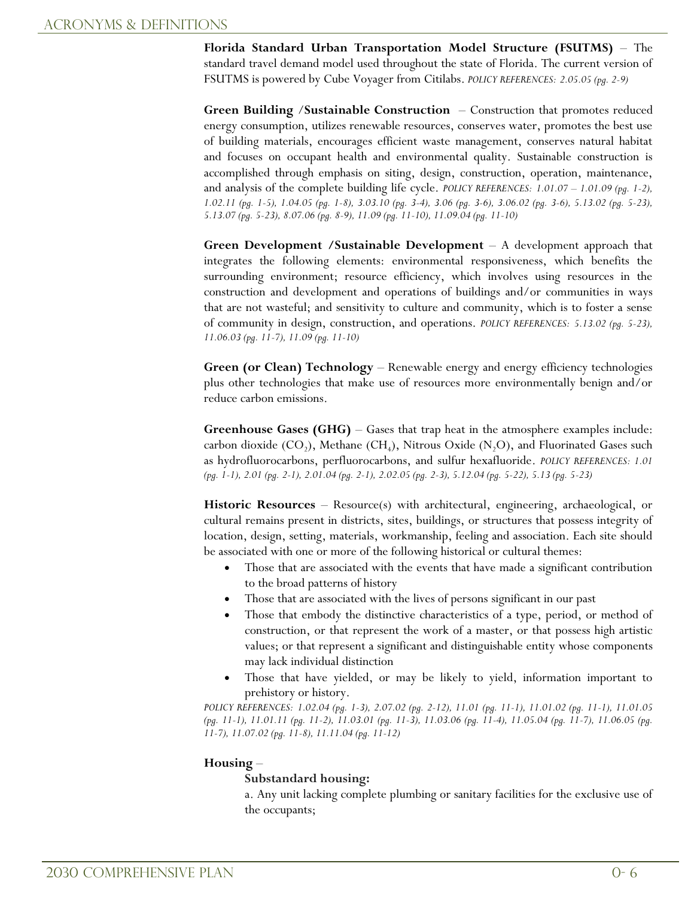**Florida Standard Urban Transportation Model Structure (FSUTMS)** – The standard travel demand model used throughout the state of Florida. The current version of FSUTMS is powered by Cube Voyager from Citilabs. *POLICY REFERENCES: 2.05.05 (pg. 2-9)*

**Green Building /Sustainable Construction** – Construction that promotes reduced energy consumption, utilizes renewable resources, conserves water, promotes the best use of building materials, encourages efficient waste management, conserves natural habitat and focuses on occupant health and environmental quality. Sustainable construction is accomplished through emphasis on siting, design, construction, operation, maintenance, and analysis of the complete building life cycle. *POLICY REFERENCES: 1.01.07 – 1.01.09 (pg. 1-2), 1.02.11 (pg. 1-5), 1.04.05 (pg. 1-8), 3.03.10 (pg. 3-4), 3.06 (pg. 3-6), 3.06.02 (pg. 3-6), 5.13.02 (pg. 5-23), 5.13.07 (pg. 5-23), 8.07.06 (pg. 8-9), 11.09 (pg. 11-10), 11.09.04 (pg. 11-10)*

**Green Development /Sustainable Development** – A development approach that integrates the following elements: environmental responsiveness, which benefits the surrounding environment; resource efficiency, which involves using resources in the construction and development and operations of buildings and/or communities in ways that are not wasteful; and sensitivity to culture and community, which is to foster a sense of community in design, construction, and operations. *POLICY REFERENCES: 5.13.02 (pg. 5-23), 11.06.03 (pg. 11-7), 11.09 (pg. 11-10)*

**Green (or Clean) Technology** – Renewable energy and energy efficiency technologies plus other technologies that make use of resources more environmentally benign and/or reduce carbon emissions.

**Greenhouse Gases (GHG)** – Gases that trap heat in the atmosphere examples include: carbon dioxide ($CO_2$), Methane ($CH_4$), Nitrous Oxide ($N_2O$), and Fluorinated Gases such as hydrofluorocarbons, perfluorocarbons, and sulfur hexafluoride. *POLICY REFERENCES: 1.01 (pg. 1-1), 2.01 (pg. 2-1), 2.01.04 (pg. 2-1), 2.02.05 (pg. 2-3), 5.12.04 (pg. 5-22), 5.13 (pg. 5-23)*

**Historic Resources** – Resource(s) with architectural, engineering, archaeological, or cultural remains present in districts, sites, buildings, or structures that possess integrity of location, design, setting, materials, workmanship, feeling and association. Each site should be associated with one or more of the following historical or cultural themes:

- Those that are associated with the events that have made a significant contribution to the broad patterns of history
- Those that are associated with the lives of persons significant in our past
- Those that embody the distinctive characteristics of a type, period, or method of construction, or that represent the work of a master, or that possess high artistic values; or that represent a significant and distinguishable entity whose components may lack individual distinction
- Those that have yielded, or may be likely to yield, information important to prehistory or history.

*POLICY REFERENCES: 1.02.04 (pg. 1-3), 2.07.02 (pg. 2-12), 11.01 (pg. 11-1), 11.01.02 (pg. 11-1), 11.01.05 (pg. 11-1), 11.01.11 (pg. 11-2), 11.03.01 (pg. 11-3), 11.03.06 (pg. 11-4), 11.05.04 (pg. 11-7), 11.06.05 (pg. 11-7), 11.07.02 (pg. 11-8), 11.11.04 (pg. 11-12)*

**Housing** –

**Substandard housing:**

a. Any unit lacking complete plumbing or sanitary facilities for the exclusive use of the occupants;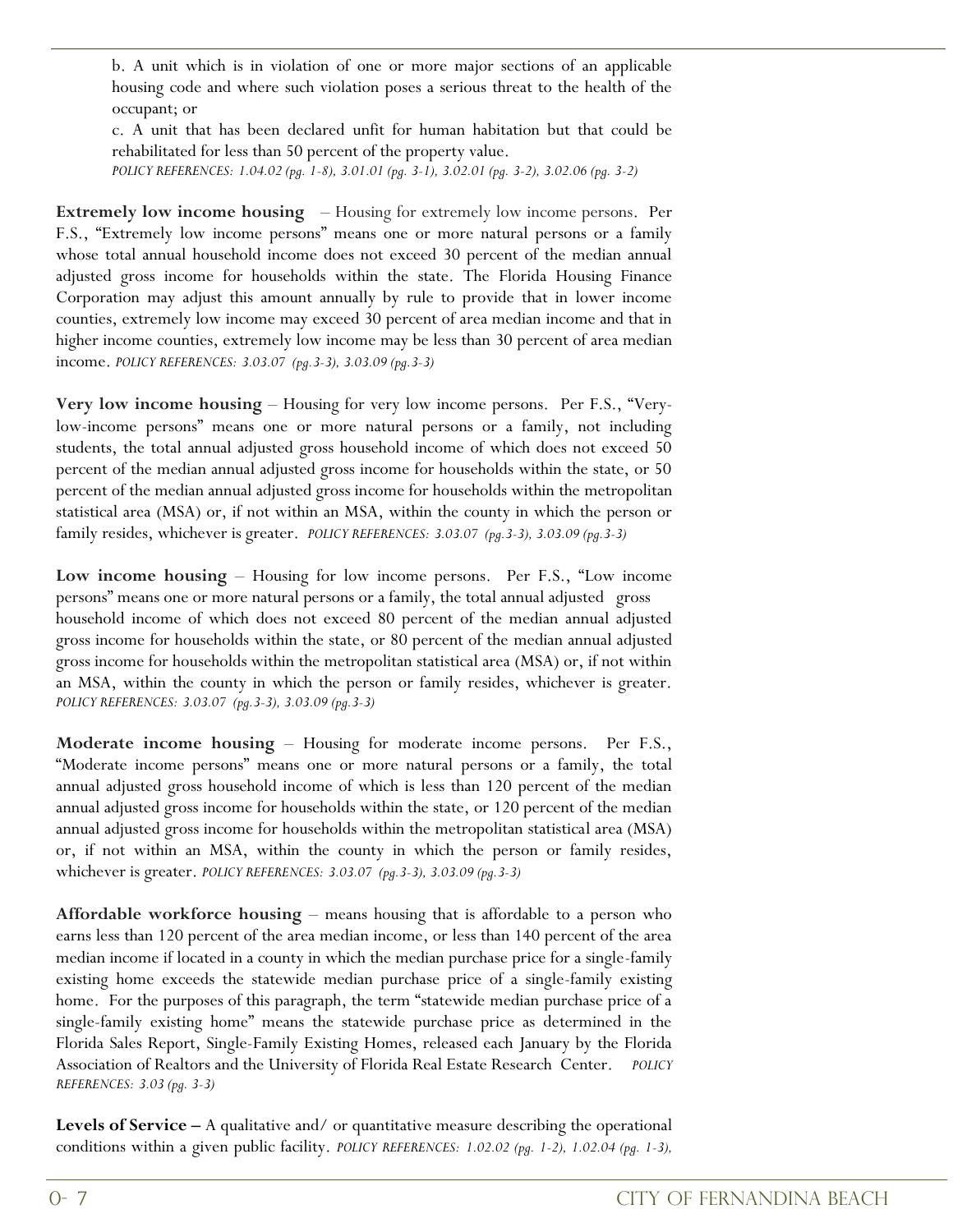b. A unit which is in violation of one or more major sections of an applicable housing code and where such violation poses a serious threat to the health of the occupant; or

c. A unit that has been declared unfit for human habitation but that could be rehabilitated for less than 50 percent of the property value.
*POLICY REFERENCES: 1.04.02 (pg. 1-8), 3.01.01 (pg. 3-1), 3.02.01 (pg. 3-2), 3.02.06 (pg. 3-2)*

**Extremely low income housing** – Housing for extremely low income persons. Per F.S., "Extremely low income persons" means one or more natural persons or a family whose total annual household income does not exceed 30 percent of the median annual adjusted gross income for households within the state. The Florida Housing Finance Corporation may adjust this amount annually by rule to provide that in lower income counties, extremely low income may exceed 30 percent of area median income and that in higher income counties, extremely low income may be less than 30 percent of area median income. *POLICY REFERENCES: 3.03.07 (pg.3-3), 3.03.09 (pg.3-3)*

**Very low income housing** – Housing for very low income persons. Per F.S., "Very-low-income persons" means one or more natural persons or a family, not including students, the total annual adjusted gross household income of which does not exceed 50 percent of the median annual adjusted gross income for households within the state, or 50 percent of the median annual adjusted gross income for households within the metropolitan statistical area (MSA) or, if not within an MSA, within the county in which the person or family resides, whichever is greater. *POLICY REFERENCES: 3.03.07 (pg.3-3), 3.03.09 (pg.3-3)*

**Low income housing** – Housing for low income persons. Per F.S., "Low income persons" means one or more natural persons or a family, the total annual adjusted gross household income of which does not exceed 80 percent of the median annual adjusted gross income for households within the state, or 80 percent of the median annual adjusted gross income for households within the metropolitan statistical area (MSA) or, if not within an MSA, within the county in which the person or family resides, whichever is greater. *POLICY REFERENCES: 3.03.07 (pg.3-3), 3.03.09 (pg.3-3)*

**Moderate income housing** – Housing for moderate income persons. Per F.S., "Moderate income persons" means one or more natural persons or a family, the total annual adjusted gross household income of which is less than 120 percent of the median annual adjusted gross income for households within the state, or 120 percent of the median annual adjusted gross income for households within the metropolitan statistical area (MSA) or, if not within an MSA, within the county in which the person or family resides, whichever is greater. *POLICY REFERENCES: 3.03.07 (pg.3-3), 3.03.09 (pg.3-3)*

**Affordable workforce housing** – means housing that is affordable to a person who earns less than 120 percent of the area median income, or less than 140 percent of the area median income if located in a county in which the median purchase price for a single-family existing home exceeds the statewide median purchase price of a single-family existing home. For the purposes of this paragraph, the term "statewide median purchase price of a single-family existing home" means the statewide purchase price as determined in the Florida Sales Report, Single-Family Existing Homes, released each January by the Florida Association of Realtors and the University of Florida Real Estate Research Center. *POLICY REFERENCES: 3.03 (pg. 3-3)*

**Levels of Service –** A qualitative and/ or quantitative measure describing the operational conditions within a given public facility. *POLICY REFERENCES: 1.02.02 (pg. 1-2), 1.02.04 (pg. 1-3),*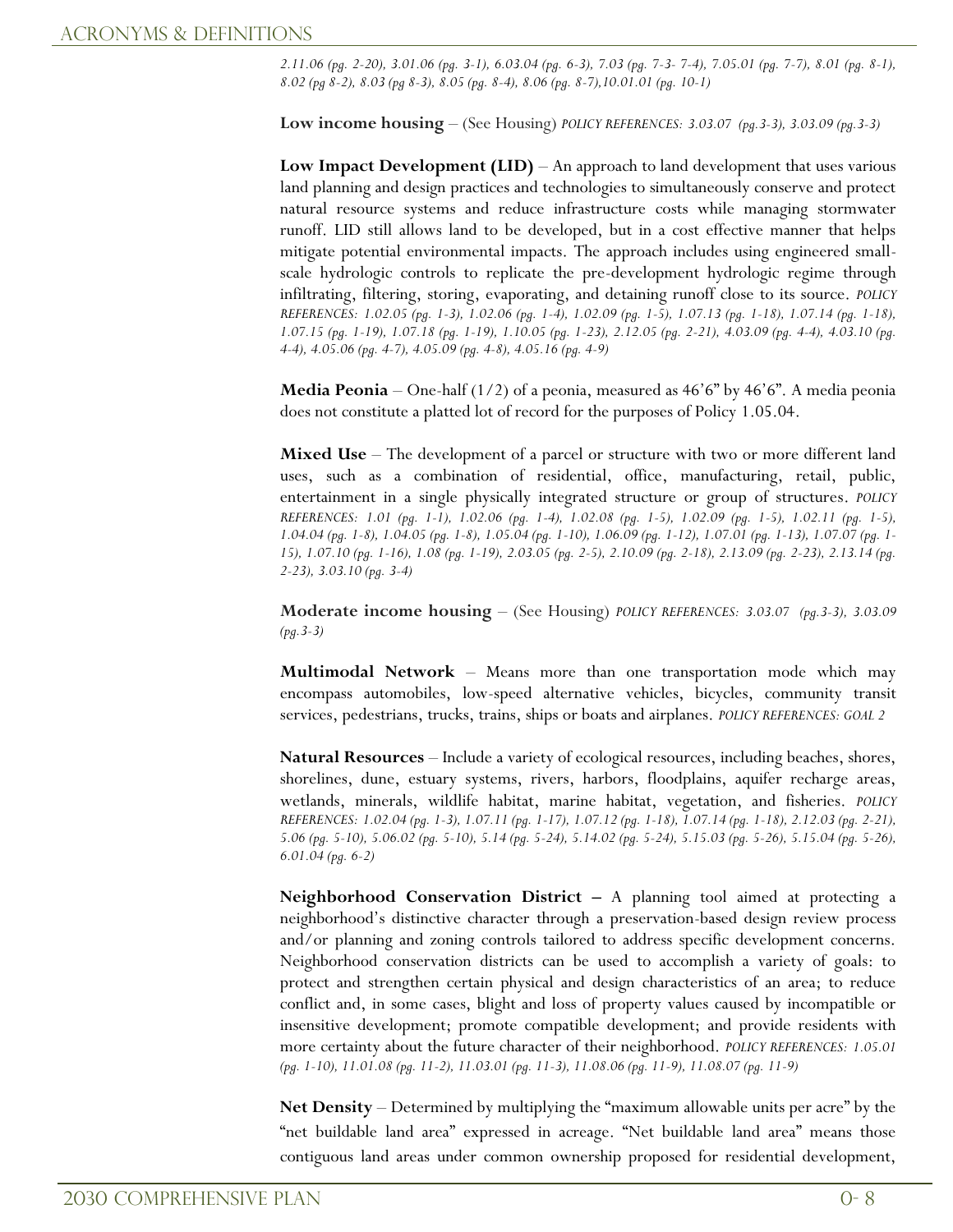*2.11.06 (pg. 2-20), 3.01.06 (pg. 3-1), 6.03.04 (pg. 6-3), 7.03 (pg. 7-3- 7-4), 7.05.01 (pg. 7-7), 8.01 (pg. 8-1), 8.02 (pg 8-2), 8.03 (pg 8-3), 8.05 (pg. 8-4), 8.06 (pg. 8-7),10.01.01 (pg. 10-1)*

**Low income housing** – (See Housing) *POLICY REFERENCES: 3.03.07 (pg.3-3), 3.03.09 (pg.3-3)*

**Low Impact Development (LID)** – An approach to land development that uses various land planning and design practices and technologies to simultaneously conserve and protect natural resource systems and reduce infrastructure costs while managing stormwater runoff. LID still allows land to be developed, but in a cost effective manner that helps mitigate potential environmental impacts. The approach includes using engineered small-scale hydrologic controls to replicate the pre-development hydrologic regime through infiltrating, filtering, storing, evaporating, and detaining runoff close to its source. *POLICY REFERENCES: 1.02.05 (pg. 1-3), 1.02.06 (pg. 1-4), 1.02.09 (pg. 1-5), 1.07.13 (pg. 1-18), 1.07.14 (pg. 1-18), 1.07.15 (pg. 1-19), 1.07.18 (pg. 1-19), 1.10.05 (pg. 1-23), 2.12.05 (pg. 2-21), 4.03.09 (pg. 4-4), 4.03.10 (pg. 4-4), 4.05.06 (pg. 4-7), 4.05.09 (pg. 4-8), 4.05.16 (pg. 4-9)*

**Media Peonia** – One-half (1/2) of a peonia, measured as 46'6" by 46'6". A media peonia does not constitute a platted lot of record for the purposes of Policy 1.05.04.

**Mixed Use** – The development of a parcel or structure with two or more different land uses, such as a combination of residential, office, manufacturing, retail, public, entertainment in a single physically integrated structure or group of structures. *POLICY REFERENCES: 1.01 (pg. 1-1), 1.02.06 (pg. 1-4), 1.02.08 (pg. 1-5), 1.02.09 (pg. 1-5), 1.02.11 (pg. 1-5), 1.04.04 (pg. 1-8), 1.04.05 (pg. 1-8), 1.05.04 (pg. 1-10), 1.06.09 (pg. 1-12), 1.07.01 (pg. 1-13), 1.07.07 (pg. 1-15), 1.07.10 (pg. 1-16), 1.08 (pg. 1-19), 2.03.05 (pg. 2-5), 2.10.09 (pg. 2-18), 2.13.09 (pg. 2-23), 2.13.14 (pg. 2-23), 3.03.10 (pg. 3-4)*

**Moderate income housing** – (See Housing) *POLICY REFERENCES: 3.03.07 (pg.3-3), 3.03.09 (pg.3-3)*

**Multimodal Network** – Means more than one transportation mode which may encompass automobiles, low-speed alternative vehicles, bicycles, community transit services, pedestrians, trucks, trains, ships or boats and airplanes. *POLICY REFERENCES: GOAL 2*

**Natural Resources** – Include a variety of ecological resources, including beaches, shores, shorelines, dune, estuary systems, rivers, harbors, floodplains, aquifer recharge areas, wetlands, minerals, wildlife habitat, marine habitat, vegetation, and fisheries. *POLICY REFERENCES: 1.02.04 (pg. 1-3), 1.07.11 (pg. 1-17), 1.07.12 (pg. 1-18), 1.07.14 (pg. 1-18), 2.12.03 (pg. 2-21), 5.06 (pg. 5-10), 5.06.02 (pg. 5-10), 5.14 (pg. 5-24), 5.14.02 (pg. 5-24), 5.15.03 (pg. 5-26), 5.15.04 (pg. 5-26), 6.01.04 (pg. 6-2)*

**Neighborhood Conservation District –** A planning tool aimed at protecting a neighborhood's distinctive character through a preservation-based design review process and/or planning and zoning controls tailored to address specific development concerns. Neighborhood conservation districts can be used to accomplish a variety of goals: to protect and strengthen certain physical and design characteristics of an area; to reduce conflict and, in some cases, blight and loss of property values caused by incompatible or insensitive development; promote compatible development; and provide residents with more certainty about the future character of their neighborhood. *POLICY REFERENCES: 1.05.01 (pg. 1-10), 11.01.08 (pg. 11-2), 11.03.01 (pg. 11-3), 11.08.06 (pg. 11-9), 11.08.07 (pg. 11-9)*

**Net Density** – Determined by multiplying the "maximum allowable units per acre" by the "net buildable land area" expressed in acreage. "Net buildable land area" means those contiguous land areas under common ownership proposed for residential development,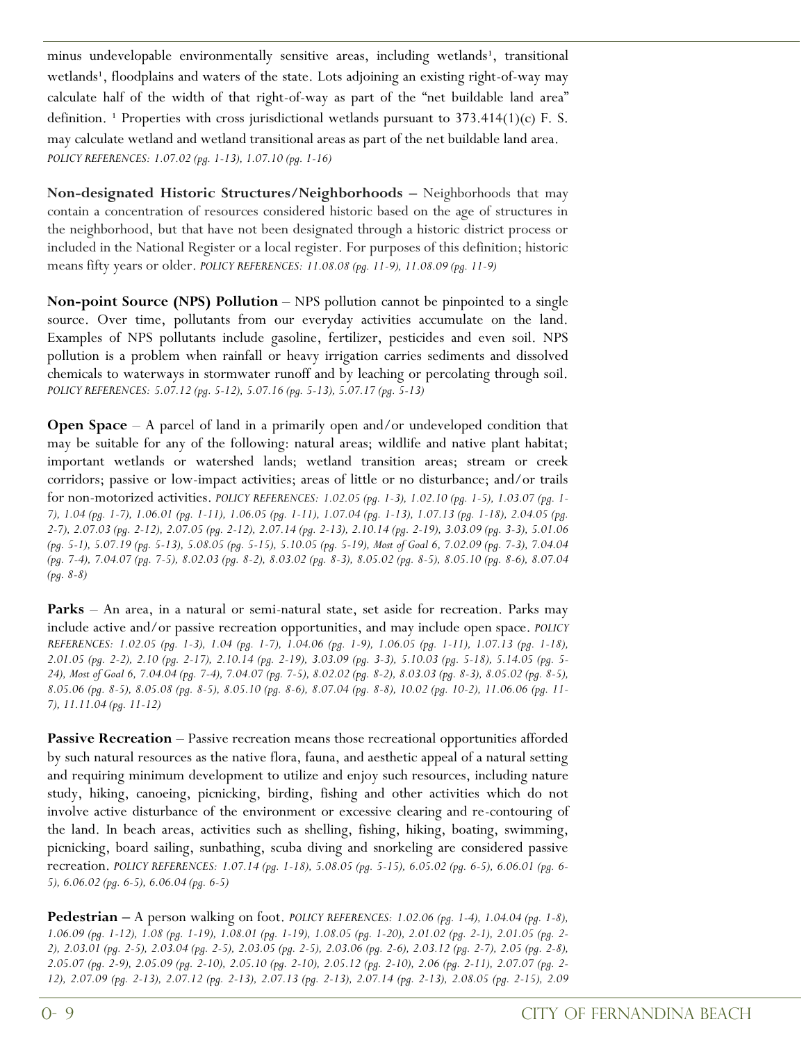minus undevelopable environmentally sensitive areas, including wetlands[1], transitional wetlands[1], floodplains and waters of the state. Lots adjoining an existing right-of-way may calculate half of the width of that right-of-way as part of the "net buildable land area" definition. [1] Properties with cross jurisdictional wetlands pursuant to 373.414(1)(c) F. S. may calculate wetland and wetland transitional areas as part of the net buildable land area. *POLICY REFERENCES: 1.07.02 (pg. 1-13), 1.07.10 (pg. 1-16)*

**Non-designated Historic Structures/Neighborhoods –** Neighborhoods that may contain a concentration of resources considered historic based on the age of structures in the neighborhood, but that have not been designated through a historic district process or included in the National Register or a local register. For purposes of this definition; historic means fifty years or older. *POLICY REFERENCES: 11.08.08 (pg. 11-9), 11.08.09 (pg. 11-9)*

**Non-point Source (NPS) Pollution** – NPS pollution cannot be pinpointed to a single source. Over time, pollutants from our everyday activities accumulate on the land. Examples of NPS pollutants include gasoline, fertilizer, pesticides and even soil. NPS pollution is a problem when rainfall or heavy irrigation carries sediments and dissolved chemicals to waterways in stormwater runoff and by leaching or percolating through soil. *POLICY REFERENCES: 5.07.12 (pg. 5-12), 5.07.16 (pg. 5-13), 5.07.17 (pg. 5-13)*

**Open Space** – A parcel of land in a primarily open and/or undeveloped condition that may be suitable for any of the following: natural areas; wildlife and native plant habitat; important wetlands or watershed lands; wetland transition areas; stream or creek corridors; passive or low-impact activities; areas of little or no disturbance; and/or trails for non-motorized activities. *POLICY REFERENCES: 1.02.05 (pg. 1-3), 1.02.10 (pg. 1-5), 1.03.07 (pg. 1-7), 1.04 (pg. 1-7), 1.06.01 (pg. 1-11), 1.06.05 (pg. 1-11), 1.07.04 (pg. 1-13), 1.07.13 (pg. 1-18), 2.04.05 (pg. 2-7), 2.07.03 (pg. 2-12), 2.07.05 (pg. 2-12), 2.07.14 (pg. 2-13), 2.10.14 (pg. 2-19), 3.03.09 (pg. 3-3), 5.01.06 (pg. 5-1), 5.07.19 (pg. 5-13), 5.08.05 (pg. 5-15), 5.10.05 (pg. 5-19), Most of Goal 6, 7.02.09 (pg. 7-3), 7.04.04 (pg. 7-4), 7.04.07 (pg. 7-5), 8.02.03 (pg. 8-2), 8.03.02 (pg. 8-3), 8.05.02 (pg. 8-5), 8.05.10 (pg. 8-6), 8.07.04 (pg. 8-8)*

**Parks** – An area, in a natural or semi-natural state, set aside for recreation. Parks may include active and/or passive recreation opportunities, and may include open space. *POLICY REFERENCES: 1.02.05 (pg. 1-3), 1.04 (pg. 1-7), 1.04.06 (pg. 1-9), 1.06.05 (pg. 1-11), 1.07.13 (pg. 1-18), 2.01.05 (pg. 2-2), 2.10 (pg. 2-17), 2.10.14 (pg. 2-19), 3.03.09 (pg. 3-3), 5.10.03 (pg. 5-18), 5.14.05 (pg. 5-24), Most of Goal 6, 7.04.04 (pg. 7-4), 7.04.07 (pg. 7-5), 8.02.02 (pg. 8-2), 8.03.03 (pg. 8-3), 8.05.02 (pg. 8-5), 8.05.06 (pg. 8-5), 8.05.08 (pg. 8-5), 8.05.10 (pg. 8-6), 8.07.04 (pg. 8-8), 10.02 (pg. 10-2), 11.06.06 (pg. 11-7), 11.11.04 (pg. 11-12)*

**Passive Recreation** – Passive recreation means those recreational opportunities afforded by such natural resources as the native flora, fauna, and aesthetic appeal of a natural setting and requiring minimum development to utilize and enjoy such resources, including nature study, hiking, canoeing, picnicking, birding, fishing and other activities which do not involve active disturbance of the environment or excessive clearing and re-contouring of the land. In beach areas, activities such as shelling, fishing, hiking, boating, swimming, picnicking, board sailing, sunbathing, scuba diving and snorkeling are considered passive recreation. *POLICY REFERENCES: 1.07.14 (pg. 1-18), 5.08.05 (pg. 5-15), 6.05.02 (pg. 6-5), 6.06.01 (pg. 6-5), 6.06.02 (pg. 6-5), 6.06.04 (pg. 6-5)*

**Pedestrian –** A person walking on foot. *POLICY REFERENCES: 1.02.06 (pg. 1-4), 1.04.04 (pg. 1-8), 1.06.09 (pg. 1-12), 1.08 (pg. 1-19), 1.08.01 (pg. 1-19), 1.08.05 (pg. 1-20), 2.01.02 (pg. 2-1), 2.01.05 (pg. 2-2), 2.03.01 (pg. 2-5), 2.03.04 (pg. 2-5), 2.03.05 (pg. 2-5), 2.03.06 (pg. 2-6), 2.03.12 (pg. 2-7), 2.05 (pg. 2-8), 2.05.07 (pg. 2-9), 2.05.09 (pg. 2-10), 2.05.10 (pg. 2-10), 2.05.12 (pg. 2-10), 2.06 (pg. 2-11), 2.07.07 (pg. 2-12), 2.07.09 (pg. 2-13), 2.07.12 (pg. 2-13), 2.07.13 (pg. 2-13), 2.07.14 (pg. 2-13), 2.08.05 (pg. 2-15), 2.09*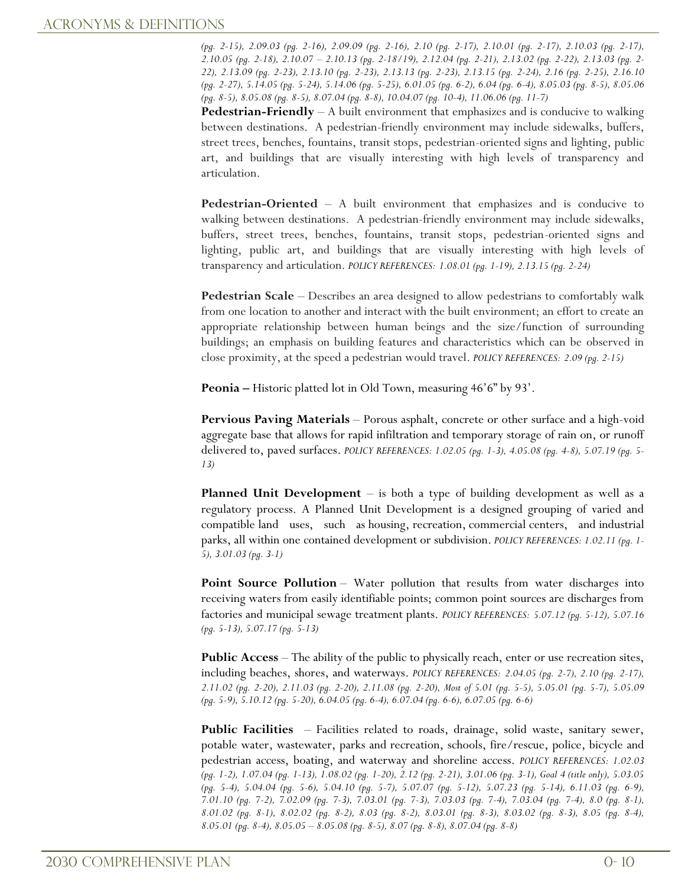*(pg. 2-15), 2.09.03 (pg. 2-16), 2.09.09 (pg. 2-16), 2.10 (pg. 2-17), 2.10.01 (pg. 2-17), 2.10.03 (pg. 2-17), 2.10.05 (pg. 2-18), 2.10.07 – 2.10.13 (pg. 2-18/19), 2.12.04 (pg. 2-21), 2.13.02 (pg. 2-22), 2.13.03 (pg. 2-22), 2.13.09 (pg. 2-23), 2.13.10 (pg. 2-23), 2.13.13 (pg. 2-23), 2.13.15 (pg. 2-24), 2.16 (pg. 2-25), 2.16.10 (pg. 2-27), 5.14.05 (pg. 5-24), 5.14.06 (pg. 5-25), 6.01.05 (pg. 6-2), 6.04 (pg. 6-4), 8.05.03 (pg. 8-5), 8.05.06 (pg. 8-5), 8.05.08 (pg. 8-5), 8.07.04 (pg. 8-8), 10.04.07 (pg. 10-4), 11.06.06 (pg. 11-7)*

**Pedestrian-Friendly** – A built environment that emphasizes and is conducive to walking between destinations. A pedestrian-friendly environment may include sidewalks, buffers, street trees, benches, fountains, transit stops, pedestrian-oriented signs and lighting, public art, and buildings that are visually interesting with high levels of transparency and articulation.

**Pedestrian-Oriented** – A built environment that emphasizes and is conducive to walking between destinations. A pedestrian-friendly environment may include sidewalks, buffers, street trees, benches, fountains, transit stops, pedestrian-oriented signs and lighting, public art, and buildings that are visually interesting with high levels of transparency and articulation. *POLICY REFERENCES: 1.08.01 (pg. 1-19), 2.13.15 (pg. 2-24)*

**Pedestrian Scale** – Describes an area designed to allow pedestrians to comfortably walk from one location to another and interact with the built environment; an effort to create an appropriate relationship between human beings and the size/function of surrounding buildings; an emphasis on building features and characteristics which can be observed in close proximity, at the speed a pedestrian would travel. *POLICY REFERENCES: 2.09 (pg. 2-15)*

**Peonia –** Historic platted lot in Old Town, measuring 46'6" by 93'.

**Pervious Paving Materials** – Porous asphalt, concrete or other surface and a high-void aggregate base that allows for rapid infiltration and temporary storage of rain on, or runoff delivered to, paved surfaces. *POLICY REFERENCES: 1.02.05 (pg. 1-3), 4.05.08 (pg. 4-8), 5.07.19 (pg. 5-13)*

**Planned Unit Development** – is both a type of building development as well as a regulatory process. A Planned Unit Development is a designed grouping of varied and compatible land uses, such as housing, recreation, commercial centers, and industrial parks, all within one contained development or subdivision. *POLICY REFERENCES: 1.02.11 (pg. 1-5), 3.01.03 (pg. 3-1)*

**Point Source Pollution** – Water pollution that results from water discharges into receiving waters from easily identifiable points; common point sources are discharges from factories and municipal sewage treatment plants. *POLICY REFERENCES: 5.07.12 (pg. 5-12), 5.07.16 (pg. 5-13), 5.07.17 (pg. 5-13)*

**Public Access** – The ability of the public to physically reach, enter or use recreation sites, including beaches, shores, and waterways. *POLICY REFERENCES: 2.04.05 (pg. 2-7), 2.10 (pg. 2-17), 2.11.02 (pg. 2-20), 2.11.03 (pg. 2-20), 2.11.08 (pg. 2-20), Most of 5.01 (pg. 5-5), 5.05.01 (pg. 5-7), 5.05.09 (pg. 5-9), 5.10.12 (pg. 5-20), 6.04.05 (pg. 6-4), 6.07.04 (pg. 6-6), 6.07.05 (pg. 6-6)*

**Public Facilities** – Facilities related to roads, drainage, solid waste, sanitary sewer, potable water, wastewater, parks and recreation, schools, fire/rescue, police, bicycle and pedestrian access, boating, and waterway and shoreline access. *POLICY REFERENCES: 1.02.03 (pg. 1-2), 1.07.04 (pg. 1-13), 1.08.02 (pg. 1-20), 2.12 (pg. 2-21), 3.01.06 (pg. 3-1), Goal 4 (title only), 5.03.05 (pg. 5-4), 5.04.04 (pg. 5-6), 5.04.10 (pg. 5-7), 5.07.07 (pg. 5-12), 5.07.23 (pg. 5-14), 6.11.03 (pg. 6-9), 7.01.10 (pg. 7-2), 7.02.09 (pg. 7-3), 7.03.01 (pg. 7-3), 7.03.03 (pg. 7-4), 7.03.04 (pg. 7-4), 8.0 (pg. 8-1), 8.01.02 (pg. 8-1), 8.02.02 (pg. 8-2), 8.03 (pg. 8-2), 8.03.01 (pg. 8-3), 8.03.02 (pg. 8-3), 8.05 (pg. 8-4), 8.05.01 (pg. 8-4), 8.05.05 – 8.05.08 (pg. 8-5), 8.07 (pg. 8-8), 8.07.04 (pg. 8-8)*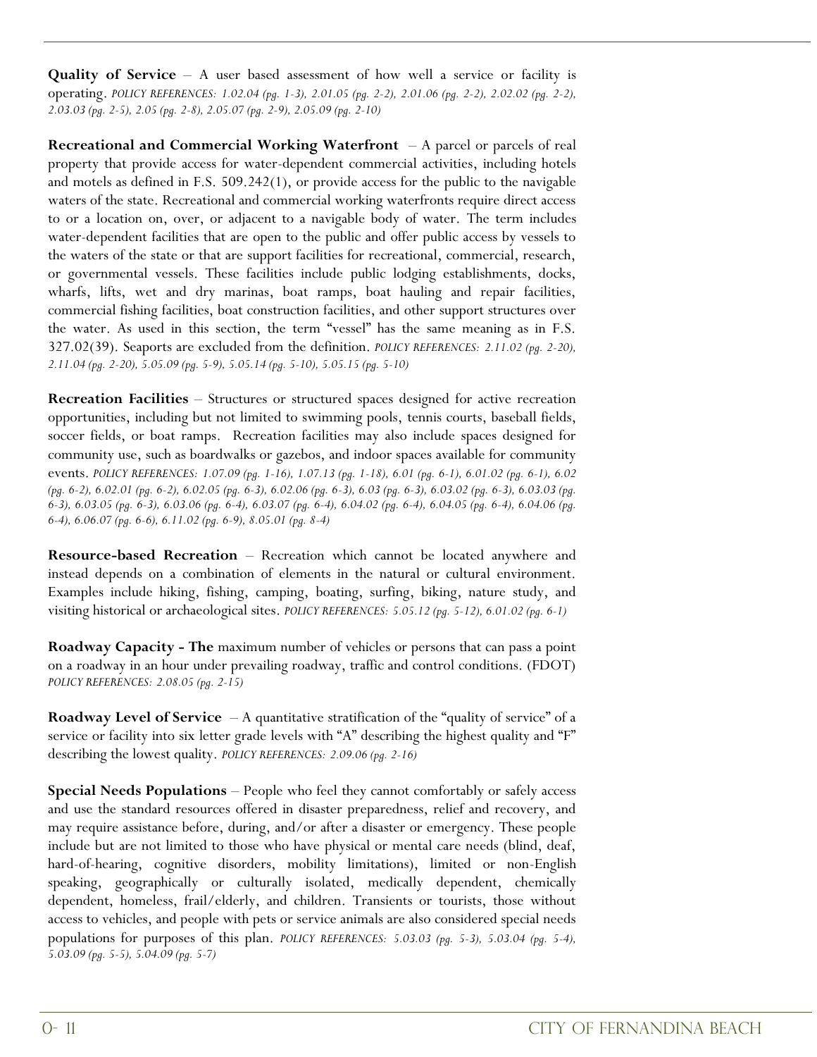**Quality of Service** – A user based assessment of how well a service or facility is operating. *POLICY REFERENCES: 1.02.04 (pg. 1-3), 2.01.05 (pg. 2-2), 2.01.06 (pg. 2-2), 2.02.02 (pg. 2-2), 2.03.03 (pg. 2-5), 2.05 (pg. 2-8), 2.05.07 (pg. 2-9), 2.05.09 (pg. 2-10)*

**Recreational and Commercial Working Waterfront** – A parcel or parcels of real property that provide access for water-dependent commercial activities, including hotels and motels as defined in F.S. 509.242(1), or provide access for the public to the navigable waters of the state. Recreational and commercial working waterfronts require direct access to or a location on, over, or adjacent to a navigable body of water. The term includes water-dependent facilities that are open to the public and offer public access by vessels to the waters of the state or that are support facilities for recreational, commercial, research, or governmental vessels. These facilities include public lodging establishments, docks, wharfs, lifts, wet and dry marinas, boat ramps, boat hauling and repair facilities, commercial fishing facilities, boat construction facilities, and other support structures over the water. As used in this section, the term "vessel" has the same meaning as in F.S. 327.02(39). Seaports are excluded from the definition. *POLICY REFERENCES: 2.11.02 (pg. 2-20), 2.11.04 (pg. 2-20), 5.05.09 (pg. 5-9), 5.05.14 (pg. 5-10), 5.05.15 (pg. 5-10)*

**Recreation Facilities** – Structures or structured spaces designed for active recreation opportunities, including but not limited to swimming pools, tennis courts, baseball fields, soccer fields, or boat ramps. Recreation facilities may also include spaces designed for community use, such as boardwalks or gazebos, and indoor spaces available for community events. *POLICY REFERENCES: 1.07.09 (pg. 1-16), 1.07.13 (pg. 1-18), 6.01 (pg. 6-1), 6.01.02 (pg. 6-1), 6.02 (pg. 6-2), 6.02.01 (pg. 6-2), 6.02.05 (pg. 6-3), 6.02.06 (pg. 6-3), 6.03 (pg. 6-3), 6.03.02 (pg. 6-3), 6.03.03 (pg. 6-3), 6.03.05 (pg. 6-3), 6.03.06 (pg. 6-4), 6.03.07 (pg. 6-4), 6.04.02 (pg. 6-4), 6.04.05 (pg. 6-4), 6.04.06 (pg. 6-4), 6.06.07 (pg. 6-6), 6.11.02 (pg. 6-9), 8.05.01 (pg. 8-4)*

**Resource-based Recreation** – Recreation which cannot be located anywhere and instead depends on a combination of elements in the natural or cultural environment. Examples include hiking, fishing, camping, boating, surfing, biking, nature study, and visiting historical or archaeological sites. *POLICY REFERENCES: 5.05.12 (pg. 5-12), 6.01.02 (pg. 6-1)*

**Roadway Capacity - The** maximum number of vehicles or persons that can pass a point on a roadway in an hour under prevailing roadway, traffic and control conditions. (FDOT) *POLICY REFERENCES: 2.08.05 (pg. 2-15)*

**Roadway Level of Service** – A quantitative stratification of the "quality of service" of a service or facility into six letter grade levels with "A" describing the highest quality and "F" describing the lowest quality. *POLICY REFERENCES: 2.09.06 (pg. 2-16)*

**Special Needs Populations** – People who feel they cannot comfortably or safely access and use the standard resources offered in disaster preparedness, relief and recovery, and may require assistance before, during, and/or after a disaster or emergency. These people include but are not limited to those who have physical or mental care needs (blind, deaf, hard-of-hearing, cognitive disorders, mobility limitations), limited or non-English speaking, geographically or culturally isolated, medically dependent, chemically dependent, homeless, frail/elderly, and children. Transients or tourists, those without access to vehicles, and people with pets or service animals are also considered special needs populations for purposes of this plan. *POLICY REFERENCES: 5.03.03 (pg. 5-3), 5.03.04 (pg. 5-4), 5.03.09 (pg. 5-5), 5.04.09 (pg. 5-7)*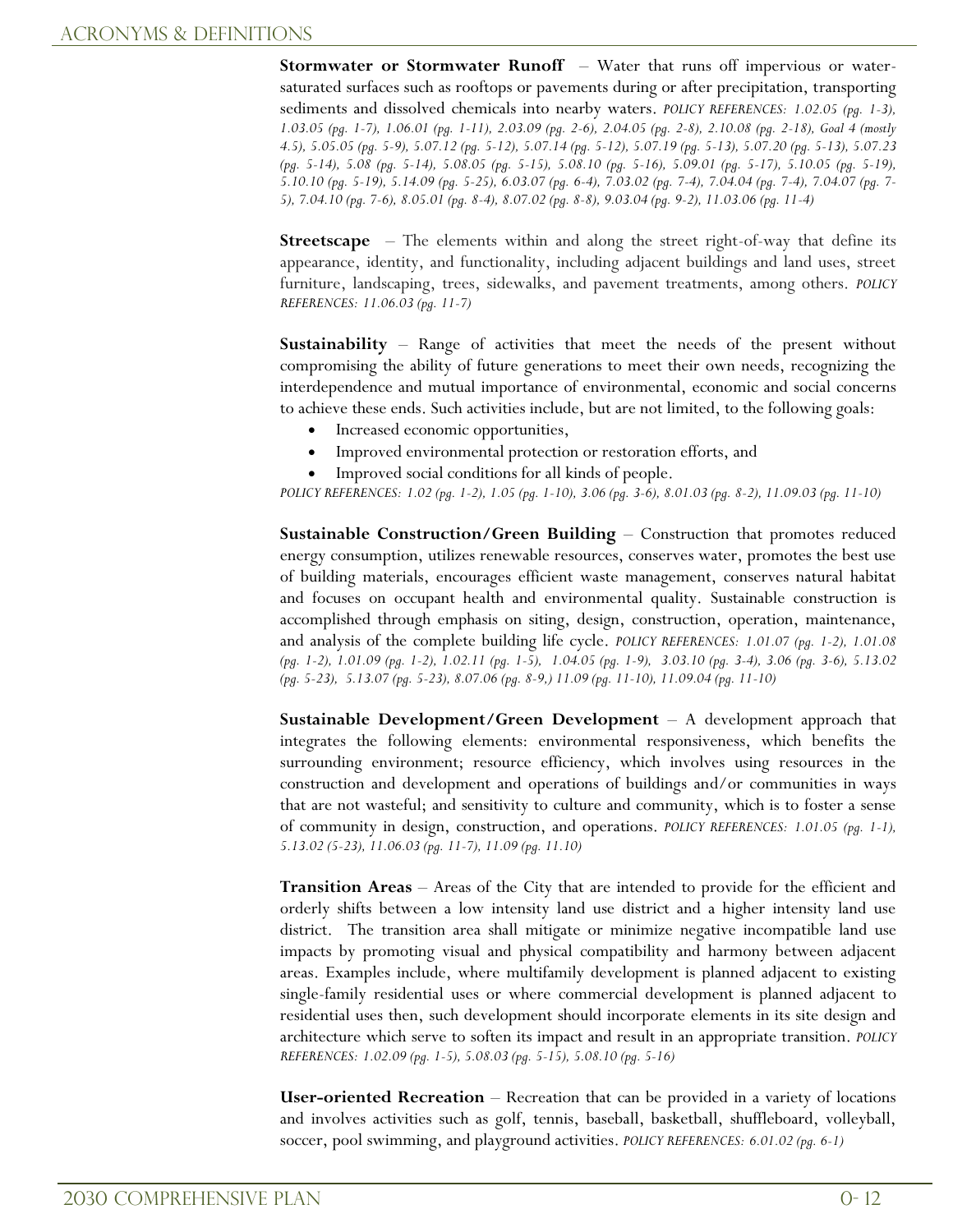**Stormwater or Stormwater Runoff** – Water that runs off impervious or water-saturated surfaces such as rooftops or pavements during or after precipitation, transporting sediments and dissolved chemicals into nearby waters. *POLICY REFERENCES: 1.02.05 (pg. 1-3), 1.03.05 (pg. 1-7), 1.06.01 (pg. 1-11), 2.03.09 (pg. 2-6), 2.04.05 (pg. 2-8), 2.10.08 (pg. 2-18), Goal 4 (mostly 4.5), 5.05.05 (pg. 5-9), 5.07.12 (pg. 5-12), 5.07.14 (pg. 5-12), 5.07.19 (pg. 5-13), 5.07.20 (pg. 5-13), 5.07.23 (pg. 5-14), 5.08 (pg. 5-14), 5.08.05 (pg. 5-15), 5.08.10 (pg. 5-16), 5.09.01 (pg. 5-17), 5.10.05 (pg. 5-19), 5.10.10 (pg. 5-19), 5.14.09 (pg. 5-25), 6.03.07 (pg. 6-4), 7.03.02 (pg. 7-4), 7.04.04 (pg. 7-4), 7.04.07 (pg. 7-5), 7.04.10 (pg. 7-6), 8.05.01 (pg. 8-4), 8.07.02 (pg. 8-8), 9.03.04 (pg. 9-2), 11.03.06 (pg. 11-4)*

**Streetscape** – The elements within and along the street right-of-way that define its appearance, identity, and functionality, including adjacent buildings and land uses, street furniture, landscaping, trees, sidewalks, and pavement treatments, among others. *POLICY REFERENCES: 11.06.03 (pg. 11-7)*

**Sustainability** – Range of activities that meet the needs of the present without compromising the ability of future generations to meet their own needs, recognizing the interdependence and mutual importance of environmental, economic and social concerns to achieve these ends. Such activities include, but are not limited, to the following goals:

- Increased economic opportunities,
- Improved environmental protection or restoration efforts, and
- Improved social conditions for all kinds of people.

*POLICY REFERENCES: 1.02 (pg. 1-2), 1.05 (pg. 1-10), 3.06 (pg. 3-6), 8.01.03 (pg. 8-2), 11.09.03 (pg. 11-10)*

**Sustainable Construction/Green Building** – Construction that promotes reduced energy consumption, utilizes renewable resources, conserves water, promotes the best use of building materials, encourages efficient waste management, conserves natural habitat and focuses on occupant health and environmental quality. Sustainable construction is accomplished through emphasis on siting, design, construction, operation, maintenance, and analysis of the complete building life cycle. *POLICY REFERENCES: 1.01.07 (pg. 1-2), 1.01.08 (pg. 1-2), 1.01.09 (pg. 1-2), 1.02.11 (pg. 1-5), 1.04.05 (pg. 1-9), 3.03.10 (pg. 3-4), 3.06 (pg. 3-6), 5.13.02 (pg. 5-23), 5.13.07 (pg. 5-23), 8.07.06 (pg. 8-9,) 11.09 (pg. 11-10), 11.09.04 (pg. 11-10)*

**Sustainable Development/Green Development** – A development approach that integrates the following elements: environmental responsiveness, which benefits the surrounding environment; resource efficiency, which involves using resources in the construction and development and operations of buildings and/or communities in ways that are not wasteful; and sensitivity to culture and community, which is to foster a sense of community in design, construction, and operations. *POLICY REFERENCES: 1.01.05 (pg. 1-1), 5.13.02 (5-23), 11.06.03 (pg. 11-7), 11.09 (pg. 11.10)*

**Transition Areas** – Areas of the City that are intended to provide for the efficient and orderly shifts between a low intensity land use district and a higher intensity land use district. The transition area shall mitigate or minimize negative incompatible land use impacts by promoting visual and physical compatibility and harmony between adjacent areas. Examples include, where multifamily development is planned adjacent to existing single-family residential uses or where commercial development is planned adjacent to residential uses then, such development should incorporate elements in its site design and architecture which serve to soften its impact and result in an appropriate transition. *POLICY REFERENCES: 1.02.09 (pg. 1-5), 5.08.03 (pg. 5-15), 5.08.10 (pg. 5-16)*

**User-oriented Recreation** – Recreation that can be provided in a variety of locations and involves activities such as golf, tennis, baseball, basketball, shuffleboard, volleyball, soccer, pool swimming, and playground activities. *POLICY REFERENCES: 6.01.02 (pg. 6-1)*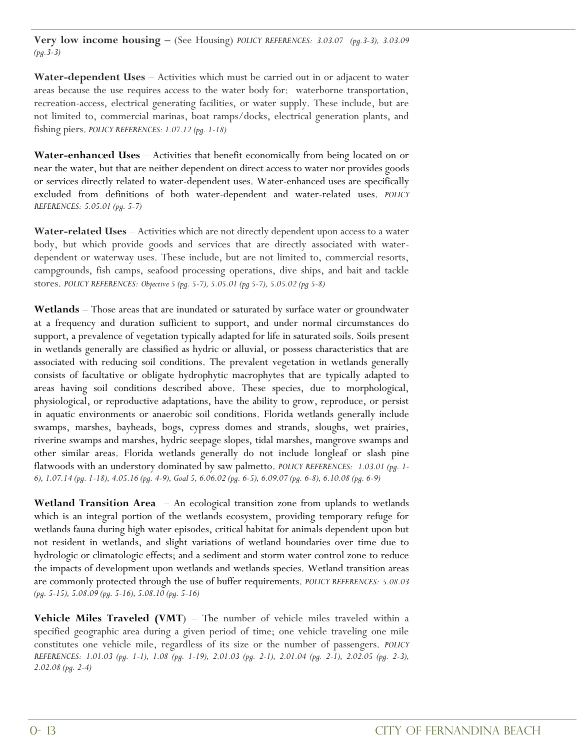**Very low income housing –** (See Housing) *POLICY REFERENCES: 3.03.07 (pg.3-3), 3.03.09 (pg.3-3)*

**Water-dependent Uses** – Activities which must be carried out in or adjacent to water areas because the use requires access to the water body for: waterborne transportation, recreation-access, electrical generating facilities, or water supply. These include, but are not limited to, commercial marinas, boat ramps/docks, electrical generation plants, and fishing piers. *POLICY REFERENCES: 1.07.12 (pg. 1-18)*

**Water-enhanced Uses** – Activities that benefit economically from being located on or near the water, but that are neither dependent on direct access to water nor provides goods or services directly related to water-dependent uses. Water-enhanced uses are specifically excluded from definitions of both water-dependent and water-related uses. *POLICY REFERENCES: 5.05.01 (pg. 5-7)*

**Water-related Uses** – Activities which are not directly dependent upon access to a water body, but which provide goods and services that are directly associated with water-dependent or waterway uses. These include, but are not limited to, commercial resorts, campgrounds, fish camps, seafood processing operations, dive ships, and bait and tackle stores. *POLICY REFERENCES: Objective 5 (pg. 5-7), 5.05.01 (pg 5-7), 5.05.02 (pg 5-8)*

**Wetlands** – Those areas that are inundated or saturated by surface water or groundwater at a frequency and duration sufficient to support, and under normal circumstances do support, a prevalence of vegetation typically adapted for life in saturated soils. Soils present in wetlands generally are classified as hydric or alluvial, or possess characteristics that are associated with reducing soil conditions. The prevalent vegetation in wetlands generally consists of facultative or obligate hydrophytic macrophytes that are typically adapted to areas having soil conditions described above. These species, due to morphological, physiological, or reproductive adaptations, have the ability to grow, reproduce, or persist in aquatic environments or anaerobic soil conditions. Florida wetlands generally include swamps, marshes, bayheads, bogs, cypress domes and strands, sloughs, wet prairies, riverine swamps and marshes, hydric seepage slopes, tidal marshes, mangrove swamps and other similar areas. Florida wetlands generally do not include longleaf or slash pine flatwoods with an understory dominated by saw palmetto. *POLICY REFERENCES: 1.03.01 (pg. 1-6), 1.07.14 (pg. 1-18), 4.05.16 (pg. 4-9), Goal 5, 6.06.02 (pg. 6-5), 6.09.07 (pg. 6-8), 6.10.08 (pg. 6-9)*

**Wetland Transition Area** – An ecological transition zone from uplands to wetlands which is an integral portion of the wetlands ecosystem, providing temporary refuge for wetlands fauna during high water episodes, critical habitat for animals dependent upon but not resident in wetlands, and slight variations of wetland boundaries over time due to hydrologic or climatologic effects; and a sediment and storm water control zone to reduce the impacts of development upon wetlands and wetlands species. Wetland transition areas are commonly protected through the use of buffer requirements. *POLICY REFERENCES: 5.08.03 (pg. 5-15), 5.08.09 (pg. 5-16), 5.08.10 (pg. 5-16)*

**Vehicle Miles Traveled (VMT)** – The number of vehicle miles traveled within a specified geographic area during a given period of time; one vehicle traveling one mile constitutes one vehicle mile, regardless of its size or the number of passengers. *POLICY REFERENCES: 1.01.03 (pg. 1-1), 1.08 (pg. 1-19), 2.01.03 (pg. 2-1), 2.01.04 (pg. 2-1), 2.02.05 (pg. 2-3), 2.02.08 (pg. 2-4)*